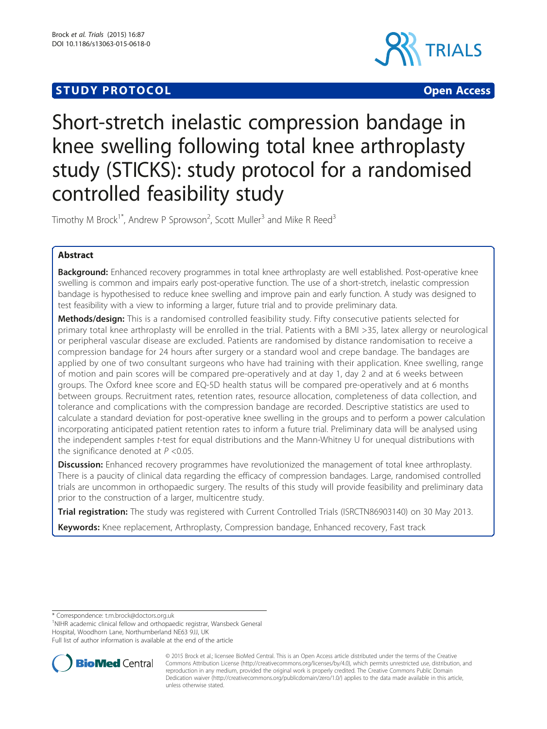STUDY PROTOCOL **Open Access**

# Short-stretch inelastic compression bandage in knee swelling following total knee arthroplasty study (STICKS): study protocol for a randomised controlled feasibility study

Timothy M Brock[1*], Andrew P Sprowson[2], Scott Muller[3] and Mike R Reed[3]

## Abstract

**Background:** Enhanced recovery programmes in total knee arthroplasty are well established. Post-operative knee swelling is common and impairs early post-operative function. The use of a short-stretch, inelastic compression bandage is hypothesised to reduce knee swelling and improve pain and early function. A study was designed to test feasibility with a view to informing a larger, future trial and to provide preliminary data.

**Methods/design:** This is a randomised controlled feasibility study. Fifty consecutive patients selected for primary total knee arthroplasty will be enrolled in the trial. Patients with a BMI >35, latex allergy or neurological or peripheral vascular disease are excluded. Patients are randomised by distance randomisation to receive a compression bandage for 24 hours after surgery or a standard wool and crepe bandage. The bandages are applied by one of two consultant surgeons who have had training with their application. Knee swelling, range of motion and pain scores will be compared pre-operatively and at day 1, day 2 and at 6 weeks between groups. The Oxford knee score and EQ-5D health status will be compared pre-operatively and at 6 months between groups. Recruitment rates, retention rates, resource allocation, completeness of data collection, and tolerance and complications with the compression bandage are recorded. Descriptive statistics are used to calculate a standard deviation for post-operative knee swelling in the groups and to perform a power calculation incorporating anticipated patient retention rates to inform a future trial. Preliminary data will be analysed using the independent samples *t*-test for equal distributions and the Mann-Whitney U for unequal distributions with the significance denoted at $P$ <0.05.

**Discussion:** Enhanced recovery programmes have revolutionized the management of total knee arthroplasty. There is a paucity of clinical data regarding the efficacy of compression bandages. Large, randomised controlled trials are uncommon in orthopaedic surgery. The results of this study will provide feasibility and preliminary data prior to the construction of a larger, multicentre study.

**Trial registration:** The study was registered with Current Controlled Trials (ISRCTN86903140) on 30 May 2013.

**Keywords:** Knee replacement, Arthroplasty, Compression bandage, Enhanced recovery, Fast track

---

\* Correspondence: t.m.brock@doctors.org.uk

[1]NIHR academic clinical fellow and orthopaedic registrar, Wansbeck General Hospital, Woodhorn Lane, Northumberland NE63 9JJ, UK

Full list of author information is available at the end of the article

© 2015 Brock et al.; licensee BioMed Central. This is an Open Access article distributed under the terms of the Creative Commons Attribution License (http://creativecommons.org/licenses/by/4.0), which permits unrestricted use, distribution, and reproduction in any medium, provided the original work is properly credited. The Creative Commons Public Domain Dedication waiver (http://creativecommons.org/publicdomain/zero/1.0/) applies to the data made available in this article, unless otherwise stated.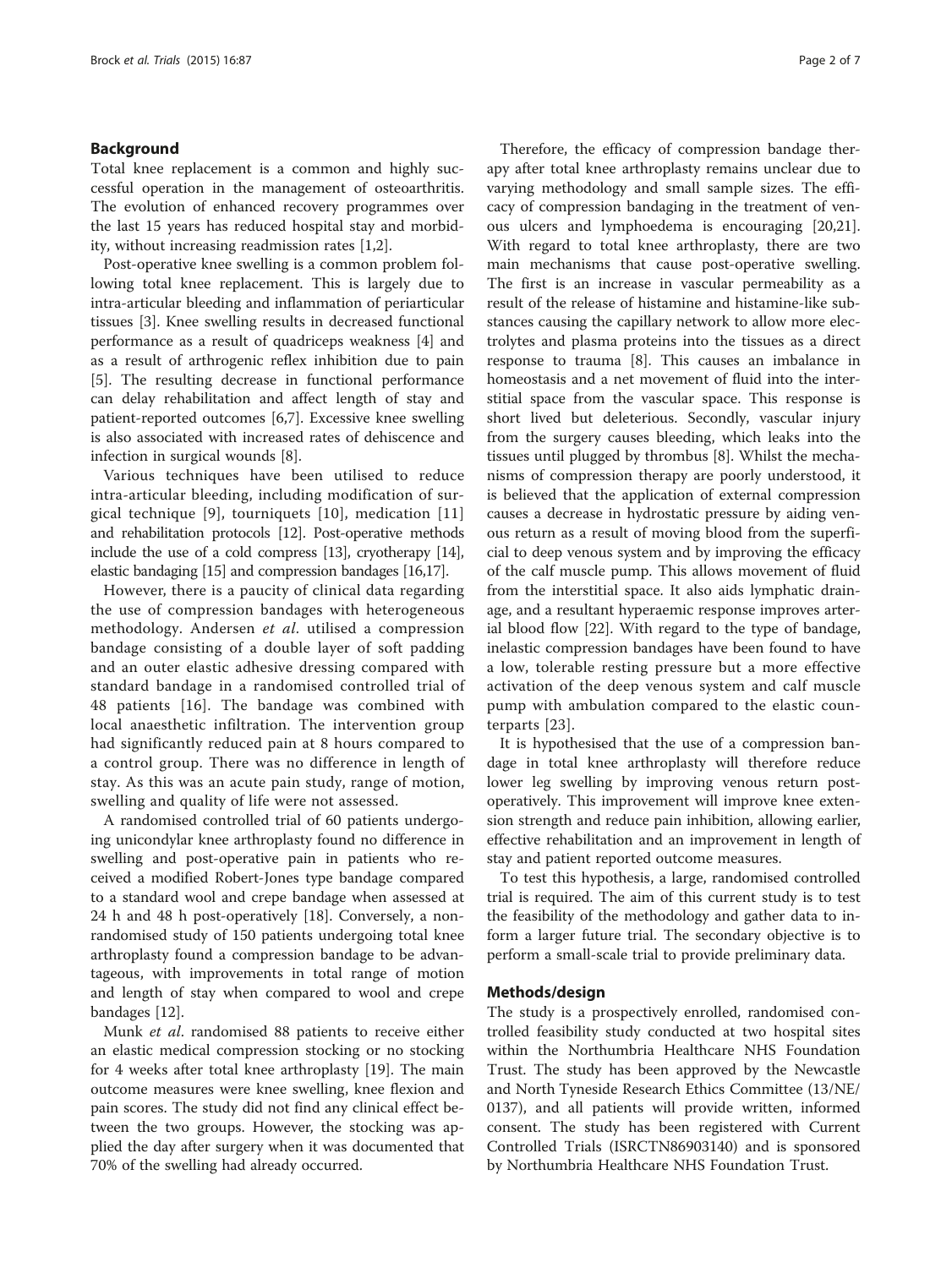## Background

Total knee replacement is a common and highly successful operation in the management of osteoarthritis. The evolution of enhanced recovery programmes over the last 15 years has reduced hospital stay and morbidity, without increasing readmission rates [1,2].

Post-operative knee swelling is a common problem following total knee replacement. This is largely due to intra-articular bleeding and inflammation of periarticular tissues [3]. Knee swelling results in decreased functional performance as a result of quadriceps weakness [4] and as a result of arthrogenic reflex inhibition due to pain [5]. The resulting decrease in functional performance can delay rehabilitation and affect length of stay and patient-reported outcomes [6,7]. Excessive knee swelling is also associated with increased rates of dehiscence and infection in surgical wounds [8].

Various techniques have been utilised to reduce intra-articular bleeding, including modification of surgical technique [9], tourniquets [10], medication [11] and rehabilitation protocols [12]. Post-operative methods include the use of a cold compress [13], cryotherapy [14], elastic bandaging [15] and compression bandages [16,17].

However, there is a paucity of clinical data regarding the use of compression bandages with heterogeneous methodology. Andersen *et al*. utilised a compression bandage consisting of a double layer of soft padding and an outer elastic adhesive dressing compared with standard bandage in a randomised controlled trial of 48 patients [16]. The bandage was combined with local anaesthetic infiltration. The intervention group had significantly reduced pain at 8 hours compared to a control group. There was no difference in length of stay. As this was an acute pain study, range of motion, swelling and quality of life were not assessed.

A randomised controlled trial of 60 patients undergoing unicondylar knee arthroplasty found no difference in swelling and post-operative pain in patients who received a modified Robert-Jones type bandage compared to a standard wool and crepe bandage when assessed at 24 h and 48 h post-operatively [18]. Conversely, a non-randomised study of 150 patients undergoing total knee arthroplasty found a compression bandage to be advantageous, with improvements in total range of motion and length of stay when compared to wool and crepe bandages [12].

Munk *et al*. randomised 88 patients to receive either an elastic medical compression stocking or no stocking for 4 weeks after total knee arthroplasty [19]. The main outcome measures were knee swelling, knee flexion and pain scores. The study did not find any clinical effect between the two groups. However, the stocking was applied the day after surgery when it was documented that 70% of the swelling had already occurred.

Therefore, the efficacy of compression bandage therapy after total knee arthroplasty remains unclear due to varying methodology and small sample sizes. The efficacy of compression bandaging in the treatment of venous ulcers and lymphoedema is encouraging [20,21]. With regard to total knee arthroplasty, there are two main mechanisms that cause post-operative swelling. The first is an increase in vascular permeability as a result of the release of histamine and histamine-like substances causing the capillary network to allow more electrolytes and plasma proteins into the tissues as a direct response to trauma [8]. This causes an imbalance in homeostasis and a net movement of fluid into the interstitial space from the vascular space. This response is short lived but deleterious. Secondly, vascular injury from the surgery causes bleeding, which leaks into the tissues until plugged by thrombus [8]. Whilst the mechanisms of compression therapy are poorly understood, it is believed that the application of external compression causes a decrease in hydrostatic pressure by aiding venous return as a result of moving blood from the superficial to deep venous system and by improving the efficacy of the calf muscle pump. This allows movement of fluid from the interstitial space. It also aids lymphatic drainage, and a resultant hyperaemic response improves arterial blood flow [22]. With regard to the type of bandage, inelastic compression bandages have been found to have a low, tolerable resting pressure but a more effective activation of the deep venous system and calf muscle pump with ambulation compared to the elastic counterparts [23].

It is hypothesised that the use of a compression bandage in total knee arthroplasty will therefore reduce lower leg swelling by improving venous return post-operatively. This improvement will improve knee extension strength and reduce pain inhibition, allowing earlier, effective rehabilitation and an improvement in length of stay and patient reported outcome measures.

To test this hypothesis, a large, randomised controlled trial is required. The aim of this current study is to test the feasibility of the methodology and gather data to inform a larger future trial. The secondary objective is to perform a small-scale trial to provide preliminary data.

## Methods/design

The study is a prospectively enrolled, randomised controlled feasibility study conducted at two hospital sites within the Northumbria Healthcare NHS Foundation Trust. The study has been approved by the Newcastle and North Tyneside Research Ethics Committee (13/NE/0137), and all patients will provide written, informed consent. The study has been registered with Current Controlled Trials (ISRCTN86903140) and is sponsored by Northumbria Healthcare NHS Foundation Trust.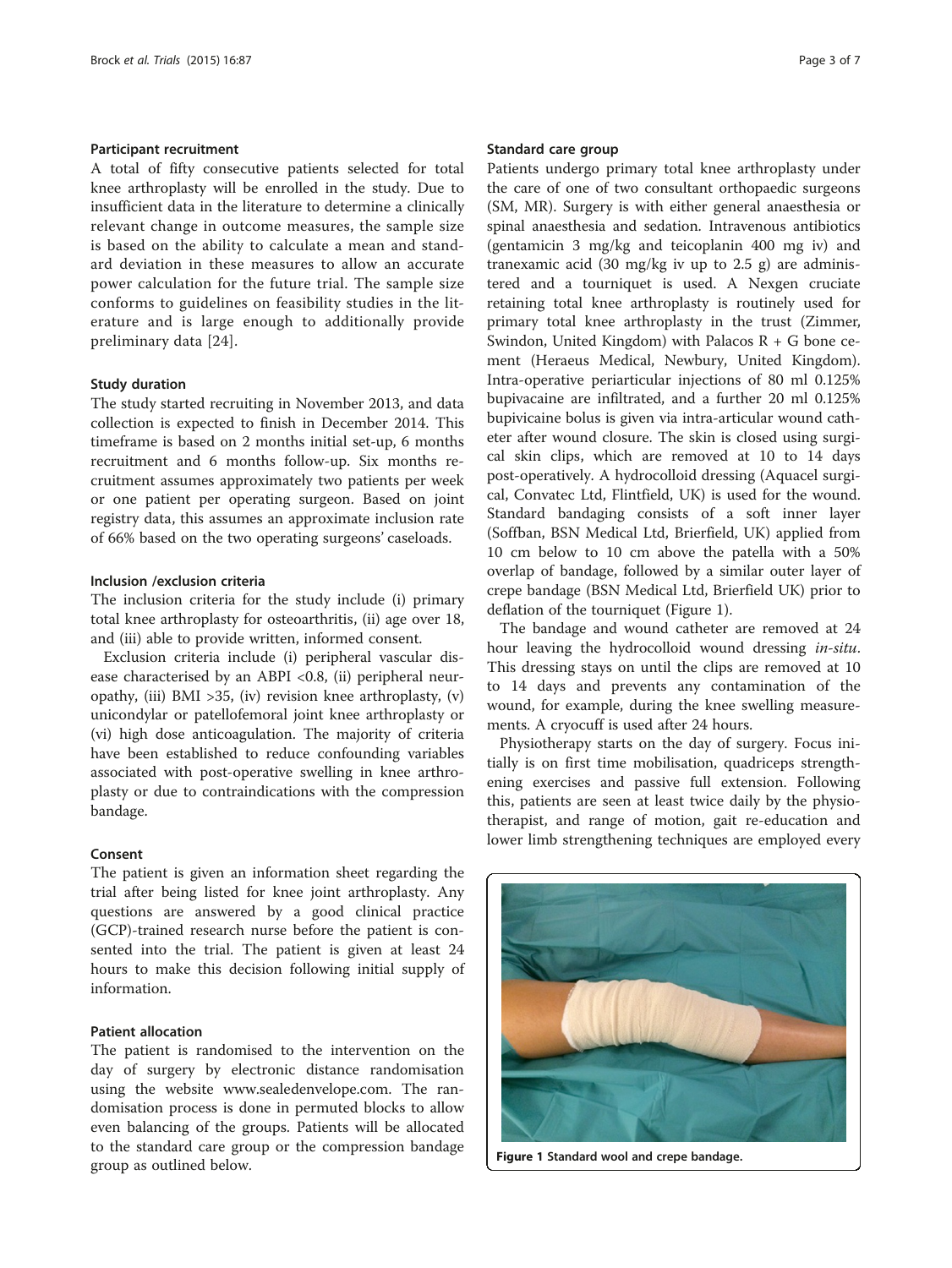### Participant recruitment

A total of fifty consecutive patients selected for total knee arthroplasty will be enrolled in the study. Due to insufficient data in the literature to determine a clinically relevant change in outcome measures, the sample size is based on the ability to calculate a mean and standard deviation in these measures to allow an accurate power calculation for the future trial. The sample size conforms to guidelines on feasibility studies in the literature and is large enough to additionally provide preliminary data [24].

### Study duration

The study started recruiting in November 2013, and data collection is expected to finish in December 2014. This timeframe is based on 2 months initial set-up, 6 months recruitment and 6 months follow-up. Six months recruitment assumes approximately two patients per week or one patient per operating surgeon. Based on joint registry data, this assumes an approximate inclusion rate of 66% based on the two operating surgeons' caseloads.

### Inclusion /exclusion criteria

The inclusion criteria for the study include (i) primary total knee arthroplasty for osteoarthritis, (ii) age over 18, and (iii) able to provide written, informed consent.

Exclusion criteria include (i) peripheral vascular disease characterised by an ABPI <0.8, (ii) peripheral neuropathy, (iii) BMI >35, (iv) revision knee arthroplasty, (v) unicondylar or patellofemoral joint knee arthroplasty or (vi) high dose anticoagulation. The majority of criteria have been established to reduce confounding variables associated with post-operative swelling in knee arthroplasty or due to contraindications with the compression bandage.

### Consent

The patient is given an information sheet regarding the trial after being listed for knee joint arthroplasty. Any questions are answered by a good clinical practice (GCP)-trained research nurse before the patient is consented into the trial. The patient is given at least 24 hours to make this decision following initial supply of information.

### Patient allocation

The patient is randomised to the intervention on the day of surgery by electronic distance randomisation using the website www.sealedenvelope.com. The randomisation process is done in permuted blocks to allow even balancing of the groups. Patients will be allocated to the standard care group or the compression bandage group as outlined below.

### Standard care group

Patients undergo primary total knee arthroplasty under the care of one of two consultant orthopaedic surgeons (SM, MR). Surgery is with either general anaesthesia or spinal anaesthesia and sedation. Intravenous antibiotics (gentamicin 3 mg/kg and teicoplanin 400 mg iv) and tranexamic acid (30 mg/kg iv up to 2.5 g) are administered and a tourniquet is used. A Nexgen cruciate retaining total knee arthroplasty is routinely used for primary total knee arthroplasty in the trust (Zimmer, Swindon, United Kingdom) with Palacos R + G bone cement (Heraeus Medical, Newbury, United Kingdom). Intra-operative periarticular injections of 80 ml 0.125% bupivacaine are infiltrated, and a further 20 ml 0.125% bupivicaine bolus is given via intra-articular wound catheter after wound closure. The skin is closed using surgical skin clips, which are removed at 10 to 14 days post-operatively. A hydrocolloid dressing (Aquacel surgical, Convatec Ltd, Flintfield, UK) is used for the wound. Standard bandaging consists of a soft inner layer (Soffban, BSN Medical Ltd, Brierfield, UK) applied from 10 cm below to 10 cm above the patella with a 50% overlap of bandage, followed by a similar outer layer of crepe bandage (BSN Medical Ltd, Brierfield UK) prior to deflation of the tourniquet (Figure 1).

The bandage and wound catheter are removed at 24 hour leaving the hydrocolloid wound dressing *in-situ*. This dressing stays on until the clips are removed at 10 to 14 days and prevents any contamination of the wound, for example, during the knee swelling measurements. A cryocuff is used after 24 hours.

Physiotherapy starts on the day of surgery. Focus initially is on first time mobilisation, quadriceps strengthening exercises and passive full extension. Following this, patients are seen at least twice daily by the physiotherapist, and range of motion, gait re-education and lower limb strengthening techniques are employed every

**Figure 1** Standard wool and crepe bandage.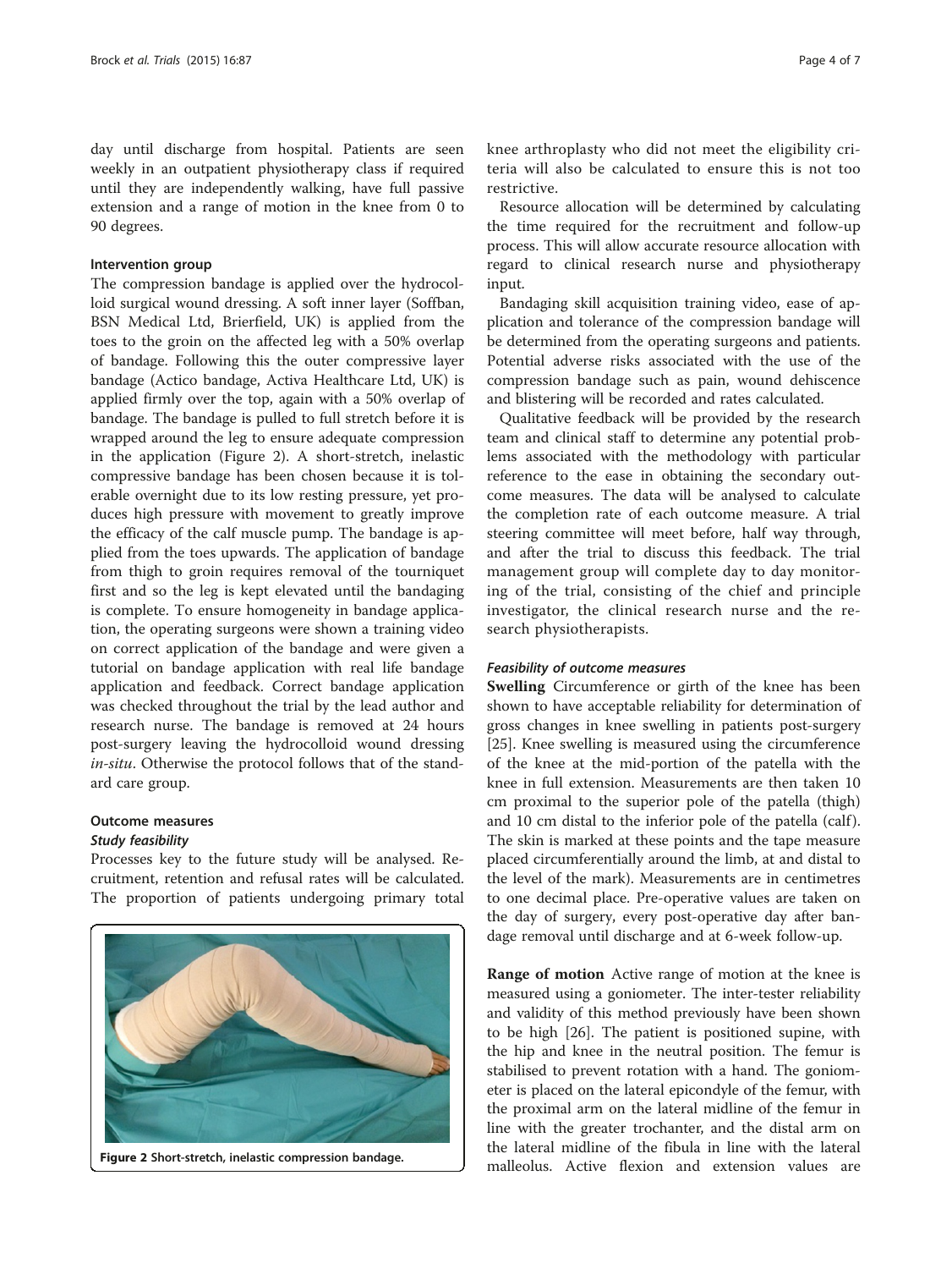day until discharge from hospital. Patients are seen weekly in an outpatient physiotherapy class if required until they are independently walking, have full passive extension and a range of motion in the knee from 0 to 90 degrees.

#### Intervention group

The compression bandage is applied over the hydrocolloid surgical wound dressing. A soft inner layer (Soffban, BSN Medical Ltd, Brierfield, UK) is applied from the toes to the groin on the affected leg with a 50% overlap of bandage. Following this the outer compressive layer bandage (Actico bandage, Activa Healthcare Ltd, UK) is applied firmly over the top, again with a 50% overlap of bandage. The bandage is pulled to full stretch before it is wrapped around the leg to ensure adequate compression in the application (Figure 2). A short-stretch, inelastic compressive bandage has been chosen because it is tolerable overnight due to its low resting pressure, yet produces high pressure with movement to greatly improve the efficacy of the calf muscle pump. The bandage is applied from the toes upwards. The application of bandage from thigh to groin requires removal of the tourniquet first and so the leg is kept elevated until the bandaging is complete. To ensure homogeneity in bandage application, the operating surgeons were shown a training video on correct application of the bandage and were given a tutorial on bandage application with real life bandage application and feedback. Correct bandage application was checked throughout the trial by the lead author and research nurse. The bandage is removed at 24 hours post-surgery leaving the hydrocolloid wound dressing *in-situ*. Otherwise the protocol follows that of the standard care group.

### Outcome measures

#### *Study feasibility*

Processes key to the future study will be analysed. Recruitment, retention and refusal rates will be calculated. The proportion of patients undergoing primary total knee arthroplasty who did not meet the eligibility criteria will also be calculated to ensure this is not too restrictive.

Figure 2 Short-stretch, inelastic compression bandage.

Resource allocation will be determined by calculating the time required for the recruitment and follow-up process. This will allow accurate resource allocation with regard to clinical research nurse and physiotherapy input.

Bandaging skill acquisition training video, ease of application and tolerance of the compression bandage will be determined from the operating surgeons and patients. Potential adverse risks associated with the use of the compression bandage such as pain, wound dehiscence and blistering will be recorded and rates calculated.

Qualitative feedback will be provided by the research team and clinical staff to determine any potential problems associated with the methodology with particular reference to the ease in obtaining the secondary outcome measures. The data will be analysed to calculate the completion rate of each outcome measure. A trial steering committee will meet before, half way through, and after the trial to discuss this feedback. The trial management group will complete day to day monitoring of the trial, consisting of the chief and principle investigator, the clinical research nurse and the research physiotherapists.

#### *Feasibility of outcome measures*

**Swelling** Circumference or girth of the knee has been shown to have acceptable reliability for determination of gross changes in knee swelling in patients post-surgery [25]. Knee swelling is measured using the circumference of the knee at the mid-portion of the patella with the knee in full extension. Measurements are then taken 10 cm proximal to the superior pole of the patella (thigh) and 10 cm distal to the inferior pole of the patella (calf). The skin is marked at these points and the tape measure placed circumferentially around the limb, at and distal to the level of the mark). Measurements are in centimetres to one decimal place. Pre-operative values are taken on the day of surgery, every post-operative day after bandage removal until discharge and at 6-week follow-up.

**Range of motion** Active range of motion at the knee is measured using a goniometer. The inter-tester reliability and validity of this method previously have been shown to be high [26]. The patient is positioned supine, with the hip and knee in the neutral position. The femur is stabilised to prevent rotation with a hand. The goniometer is placed on the lateral epicondyle of the femur, with the proximal arm on the lateral midline of the femur in line with the greater trochanter, and the distal arm on the lateral midline of the fibula in line with the lateral malleolus. Active flexion and extension values are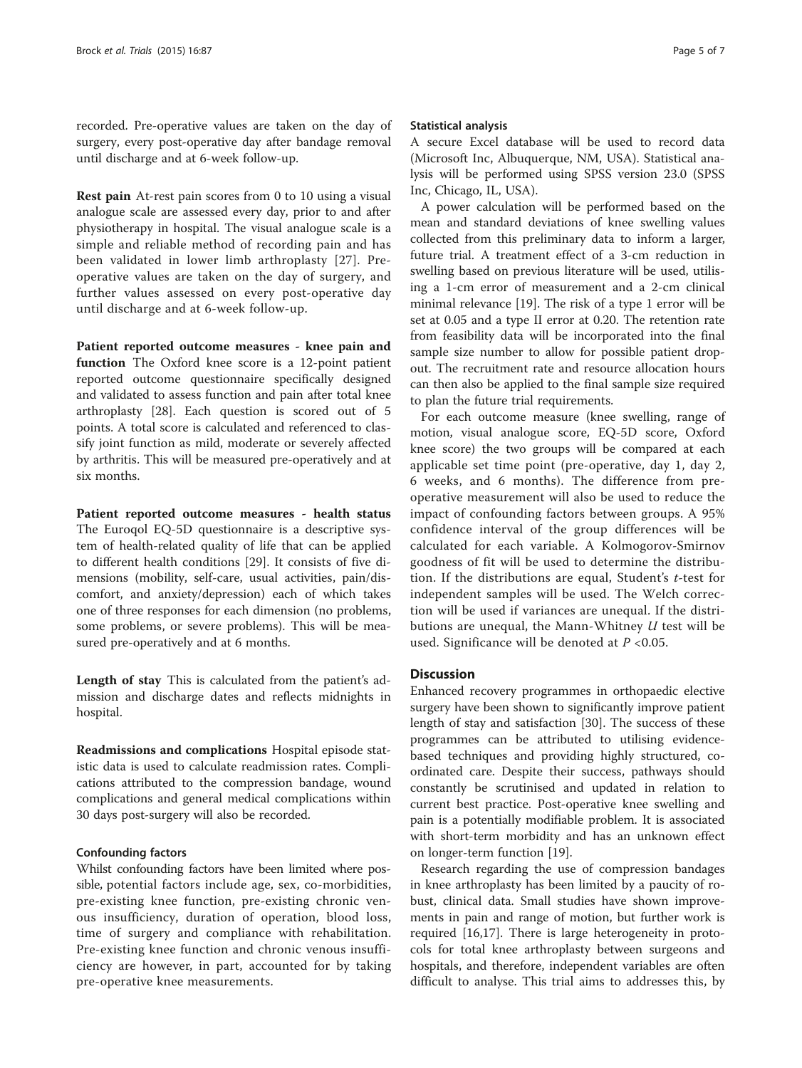recorded. Pre-operative values are taken on the day of surgery, every post-operative day after bandage removal until discharge and at 6-week follow-up.

**Rest pain** At-rest pain scores from 0 to 10 using a visual analogue scale are assessed every day, prior to and after physiotherapy in hospital. The visual analogue scale is a simple and reliable method of recording pain and has been validated in lower limb arthroplasty [27]. Pre-operative values are taken on the day of surgery, and further values assessed on every post-operative day until discharge and at 6-week follow-up.

**Patient reported outcome measures - knee pain and function** The Oxford knee score is a 12-point patient reported outcome questionnaire specifically designed and validated to assess function and pain after total knee arthroplasty [28]. Each question is scored out of 5 points. A total score is calculated and referenced to classify joint function as mild, moderate or severely affected by arthritis. This will be measured pre-operatively and at six months.

**Patient reported outcome measures - health status** The Euroqol EQ-5D questionnaire is a descriptive system of health-related quality of life that can be applied to different health conditions [29]. It consists of five dimensions (mobility, self-care, usual activities, pain/discomfort, and anxiety/depression) each of which takes one of three responses for each dimension (no problems, some problems, or severe problems). This will be measured pre-operatively and at 6 months.

**Length of stay** This is calculated from the patient's admission and discharge dates and reflects midnights in hospital.

**Readmissions and complications** Hospital episode statistic data is used to calculate readmission rates. Complications attributed to the compression bandage, wound complications and general medical complications within 30 days post-surgery will also be recorded.

#### Confounding factors

Whilst confounding factors have been limited where possible, potential factors include age, sex, co-morbidities, pre-existing knee function, pre-existing chronic venous insufficiency, duration of operation, blood loss, time of surgery and compliance with rehabilitation. Pre-existing knee function and chronic venous insufficiency are however, in part, accounted for by taking pre-operative knee measurements.

#### Statistical analysis

A secure Excel database will be used to record data (Microsoft Inc, Albuquerque, NM, USA). Statistical analysis will be performed using SPSS version 23.0 (SPSS Inc, Chicago, IL, USA).

A power calculation will be performed based on the mean and standard deviations of knee swelling values collected from this preliminary data to inform a larger, future trial. A treatment effect of a 3-cm reduction in swelling based on previous literature will be used, utilising a 1-cm error of measurement and a 2-cm clinical minimal relevance [19]. The risk of a type 1 error will be set at 0.05 and a type II error at 0.20. The retention rate from feasibility data will be incorporated into the final sample size number to allow for possible patient dropout. The recruitment rate and resource allocation hours can then also be applied to the final sample size required to plan the future trial requirements.

For each outcome measure (knee swelling, range of motion, visual analogue score, EQ-5D score, Oxford knee score) the two groups will be compared at each applicable set time point (pre-operative, day 1, day 2, 6 weeks, and 6 months). The difference from pre-operative measurement will also be used to reduce the impact of confounding factors between groups. A 95% confidence interval of the group differences will be calculated for each variable. A Kolmogorov-Smirnov goodness of fit will be used to determine the distribution. If the distributions are equal, Student's *t*-test for independent samples will be used. The Welch correction will be used if variances are unequal. If the distributions are unequal, the Mann-Whitney *U* test will be used. Significance will be denoted at $P < 0.05$.

## Discussion

Enhanced recovery programmes in orthopaedic elective surgery have been shown to significantly improve patient length of stay and satisfaction [30]. The success of these programmes can be attributed to utilising evidence-based techniques and providing highly structured, co-ordinated care. Despite their success, pathways should constantly be scrutinised and updated in relation to current best practice. Post-operative knee swelling and pain is a potentially modifiable problem. It is associated with short-term morbidity and has an unknown effect on longer-term function [19].

Research regarding the use of compression bandages in knee arthroplasty has been limited by a paucity of robust, clinical data. Small studies have shown improvements in pain and range of motion, but further work is required [16,17]. There is large heterogeneity in protocols for total knee arthroplasty between surgeons and hospitals, and therefore, independent variables are often difficult to analyse. This trial aims to addresses this, by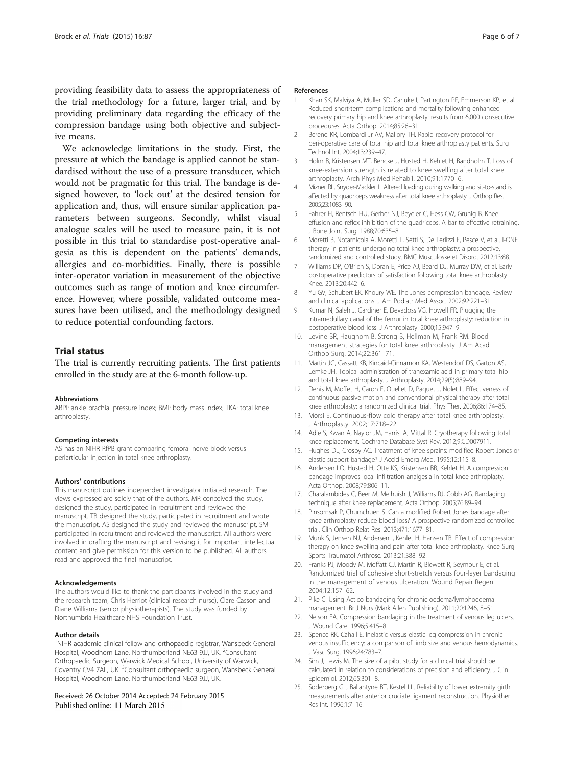providing feasibility data to assess the appropriateness of the trial methodology for a future, larger trial, and by providing preliminary data regarding the efficacy of the compression bandage using both objective and subjective means.

We acknowledge limitations in the study. First, the pressure at which the bandage is applied cannot be standardised without the use of a pressure transducer, which would not be pragmatic for this trial. The bandage is designed however, to 'lock out' at the desired tension for application and, thus, will ensure similar application parameters between surgeons. Secondly, whilst visual analogue scales will be used to measure pain, it is not possible in this trial to standardise post-operative analgesia as this is dependent on the patients' demands, allergies and co-morbidities. Finally, there is possible inter-operator variation in measurement of the objective outcomes such as range of motion and knee circumference. However, where possible, validated outcome measures have been utilised, and the methodology designed to reduce potential confounding factors.

## Trial status

The trial is currently recruiting patients. The first patients enrolled in the study are at the 6-month follow-up.

#### Abbreviations

ABPI: ankle brachial pressure index; BMI: body mass index; TKA: total knee arthroplasty.

#### Competing interests

AS has an NIHR RfPB grant comparing femoral nerve block versus periarticular injection in total knee arthroplasty.

#### Authors' contributions

This manuscript outlines independent investigator initiated research. The views expressed are solely that of the authors. MR conceived the study, designed the study, participated in recruitment and reviewed the manuscript. TB designed the study, participated in recruitment and wrote the manuscript. AS designed the study and reviewed the manuscript. SM participated in recruitment and reviewed the manuscript. All authors were involved in drafting the manuscript and revising it for important intellectual content and give permission for this version to be published. All authors read and approved the final manuscript.

#### Acknowledgements

The authors would like to thank the participants involved in the study and the research team, Chris Herriot (clinical research nurse), Clare Casson and Diane Williams (senior physiotherapists). The study was funded by Northumbria Healthcare NHS Foundation Trust.

#### Author details

[1]NIHR academic clinical fellow and orthopaedic registrar, Wansbeck General Hospital, Woodhorn Lane, Northumberland NE63 9JJ, UK. [2]Consultant Orthopaedic Surgeon, Warwick Medical School, University of Warwick, Coventry CV4 7AL, UK. [3]Consultant orthopaedic surgeon, Wansbeck General Hospital, Woodhorn Lane, Northumberland NE63 9JJ, UK.

Received: 26 October 2014 Accepted: 24 February 2015
Published online: 11 March 2015

#### References

1. Khan SK, Malviya A, Muller SD, Carluke I, Partington PF, Emmerson KP, et al. Reduced short-term complications and mortality following enhanced recovery primary hip and knee arthroplasty: results from 6,000 consecutive procedures. Acta Orthop. 2014;85:26–31.
2. Berend KR, Lombardi Jr AV, Mallory TH. Rapid recovery protocol for peri-operative care of total hip and total knee arthroplasty patients. Surg Technol Int. 2004;13:239–47.
3. Holm B, Kristensen MT, Bencke J, Husted H, Kehlet H, Bandholm T. Loss of knee-extension strength is related to knee swelling after total knee arthroplasty. Arch Phys Med Rehabil. 2010;91:1770–6.
4. Mizner RL, Snyder-Mackler L. Altered loading during walking and sit-to-stand is affected by quadriceps weakness after total knee arthroplasty. J Orthop Res. 2005;23:1083–90.
5. Fahrer H, Rentsch HU, Gerber NJ, Beyeler C, Hess CW, Grunig B. Knee effusion and reflex inhibition of the quadriceps. A bar to effective retraining. J Bone Joint Surg. 1988;70:635–8.
6. Moretti B, Notarnicola A, Moretti L, Setti S, De Terlizzi F, Pesce V, et al. I-ONE therapy in patients undergoing total knee arthroplasty: a prospective, randomized and controlled study. BMC Musculoskelet Disord. 2012;13:88.
7. Williams DP, O'Brien S, Doran E, Price AJ, Beard DJ, Murray DW, et al. Early postoperative predictors of satisfaction following total knee arthroplasty. Knee. 2013;20:442–6.
8. Yu GV, Schubert EK, Khoury WE. The Jones compression bandage. Review and clinical applications. J Am Podiatr Med Assoc. 2002;92:221–31.
9. Kumar N, Saleh J, Gardiner E, Devadoss VG, Howell FR. Plugging the intramedullary canal of the femur in total knee arthroplasty: reduction in postoperative blood loss. J Arthroplasty. 2000;15:947–9.
10. Levine BR, Haughom B, Strong B, Hellman M, Frank RM. Blood management strategies for total knee arthroplasty. J Am Acad Orthop Surg. 2014;22:361–71.
11. Martin JG, Cassatt KB, Kincaid-Cinnamon KA, Westendorf DS, Garton AS, Lemke JH. Topical administration of tranexamic acid in primary total hip and total knee arthroplasty. J Arthroplasty. 2014;29(5):889–94.
12. Denis M, Moffet H, Caron F, Ouellet D, Paquet J, Nolet L. Effectiveness of continuous passive motion and conventional physical therapy after total knee arthroplasty: a randomized clinical trial. Phys Ther. 2006;86:174–85.
13. Morsi E. Continuous-flow cold therapy after total knee arthroplasty. J Arthroplasty. 2002;17:718–22.
14. Adie S, Kwan A, Naylor JM, Harris IA, Mittal R. Cryotherapy following total knee replacement. Cochrane Database Syst Rev. 2012;9:CD007911.
15. Hughes DL, Crosby AC. Treatment of knee sprains: modified Robert Jones or elastic support bandage? J Accid Emerg Med. 1995;12:115–8.
16. Andersen LO, Husted H, Otte KS, Kristensen BB, Kehlet H. A compression bandage improves local infiltration analgesia in total knee arthroplasty. Acta Orthop. 2008;79:806–11.
17. Charalambides C, Beer M, Melhuish J, Williams RJ, Cobb AG. Bandaging technique after knee replacement. Acta Orthop. 2005;76:89–94.
18. Pinsornsak P, Chumchuen S. Can a modified Robert Jones bandage after knee arthroplasty reduce blood loss? A prospective randomized controlled trial. Clin Orthop Relat Res. 2013;471:1677–81.
19. Munk S, Jensen NJ, Andersen I, Kehlet H, Hansen TB. Effect of compression therapy on knee swelling and pain after total knee arthroplasty. Knee Surg Sports Traumatol Arthrosc. 2013;21:388–92.
20. Franks PJ, Moody M, Moffatt CJ, Martin R, Blewett R, Seymour E, et al. Randomized trial of cohesive short-stretch versus four-layer bandaging in the management of venous ulceration. Wound Repair Regen. 2004;12:157–62.
21. Pike C. Using Actico bandaging for chronic oedema/lymphoedema management. Br J Nurs (Mark Allen Publishing). 2011;20:1246, 8–51.
22. Nelson EA. Compression bandaging in the treatment of venous leg ulcers. J Wound Care. 1996;5:415–8.
23. Spence RK, Cahall E. Inelastic versus elastic leg compression in chronic venous insufficiency: a comparison of limb size and venous hemodynamics. J Vasc Surg. 1996;24:783–7.
24. Sim J, Lewis M. The size of a pilot study for a clinical trial should be calculated in relation to considerations of precision and efficiency. J Clin Epidemiol. 2012;65:301–8.
25. Soderberg GL, Ballantyne BT, Kestel LL. Reliability of lower extremity girth measurements after anterior cruciate ligament reconstruction. Physiother Res Int. 1996;1:7–16.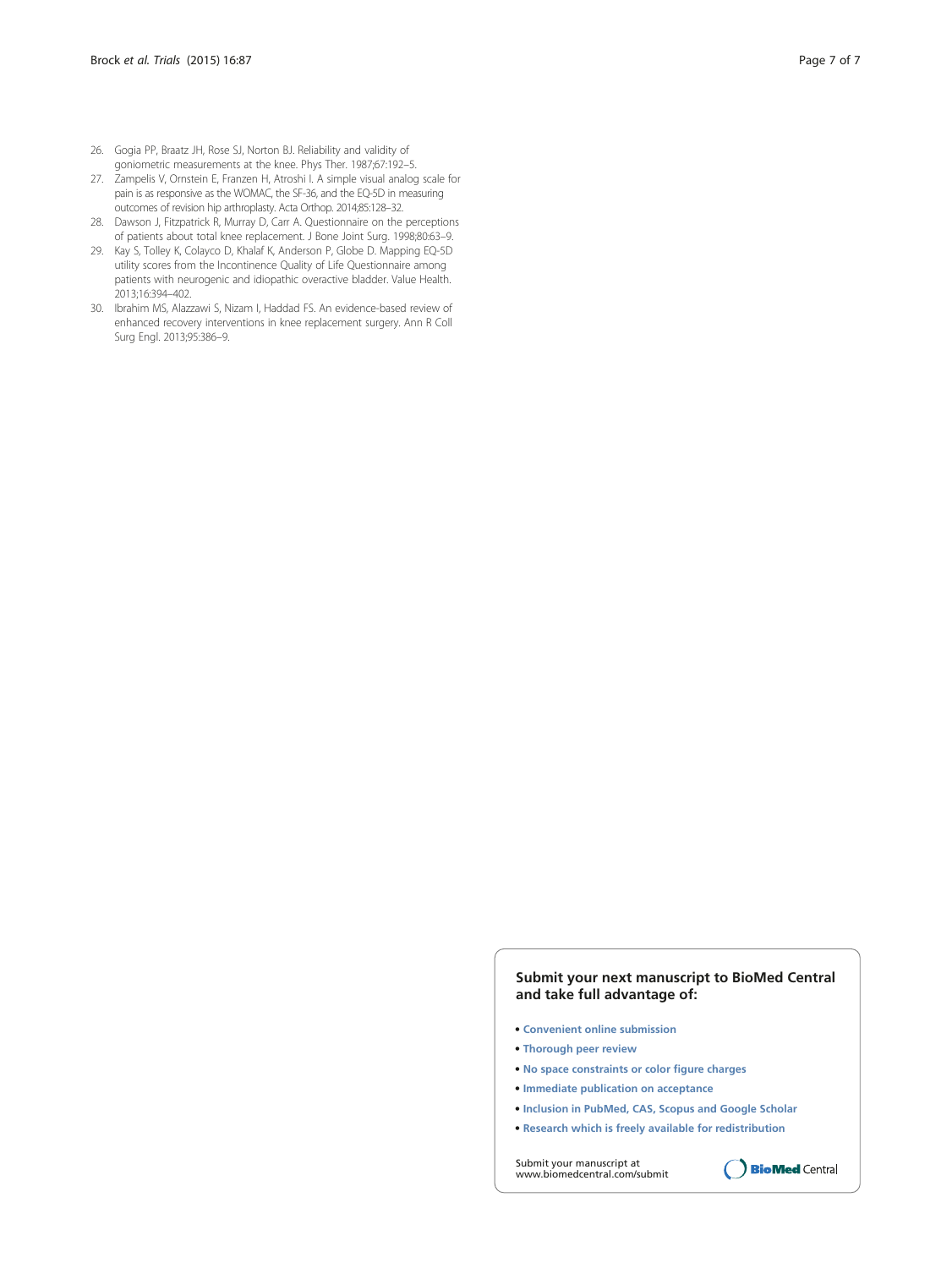26. Gogia PP, Braatz JH, Rose SJ, Norton BJ. Reliability and validity of goniometric measurements at the knee. Phys Ther. 1987;67:192–5.
27. Zampelis V, Ornstein E, Franzen H, Atroshi I. A simple visual analog scale for pain is as responsive as the WOMAC, the SF-36, and the EQ-5D in measuring outcomes of revision hip arthroplasty. Acta Orthop. 2014;85:128–32.
28. Dawson J, Fitzpatrick R, Murray D, Carr A. Questionnaire on the perceptions of patients about total knee replacement. J Bone Joint Surg. 1998;80:63–9.
29. Kay S, Tolley K, Colayco D, Khalaf K, Anderson P, Globe D. Mapping EQ-5D utility scores from the Incontinence Quality of Life Questionnaire among patients with neurogenic and idiopathic overactive bladder. Value Health. 2013;16:394–402.
30. Ibrahim MS, Alazzawi S, Nizam I, Haddad FS. An evidence-based review of enhanced recovery interventions in knee replacement surgery. Ann R Coll Surg Engl. 2013;95:386–9.

**Submit your next manuscript to BioMed Central and take full advantage of:**

- **Convenient online submission**
- **Thorough peer review**
- **No space constraints or color figure charges**
- **Immediate publication on acceptance**
- **Inclusion in PubMed, CAS, Scopus and Google Scholar**
- **Research which is freely available for redistribution**

Submit your manuscript at
www.biomedcentral.com/submit

BioMed Central